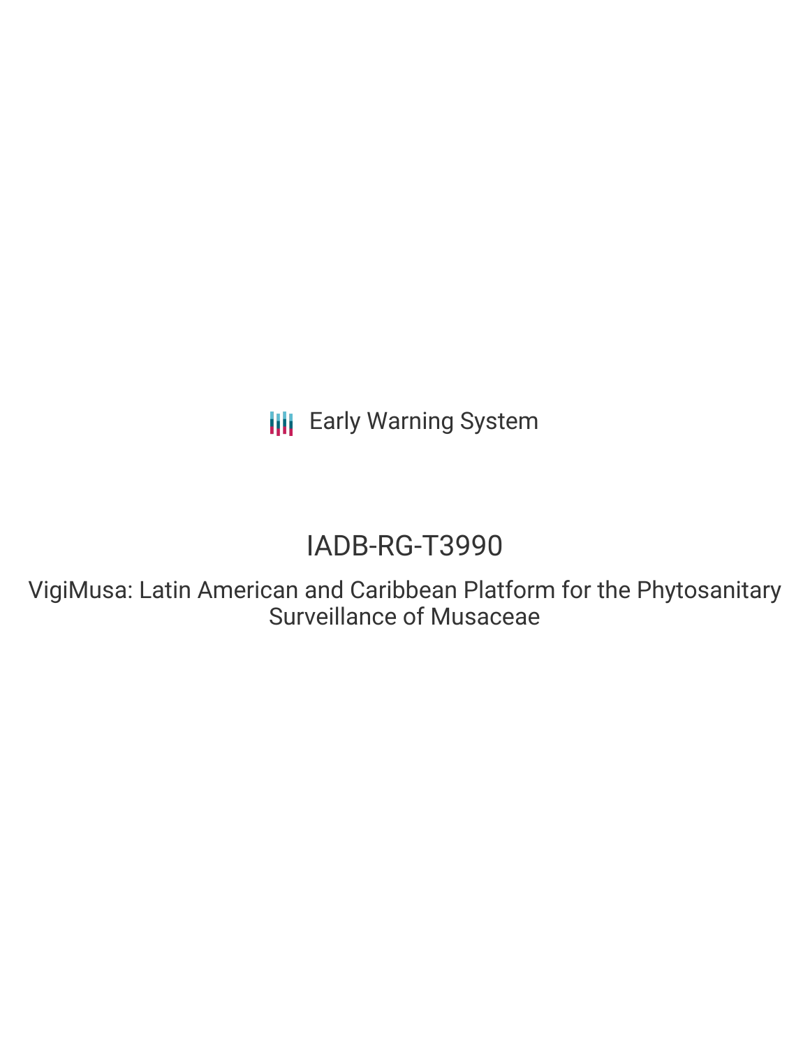Early Warning System

# IADB-RG-T3990

## VigiMusa: Latin American and Caribbean Platform for the Phytosanitary Surveillance of Musaceae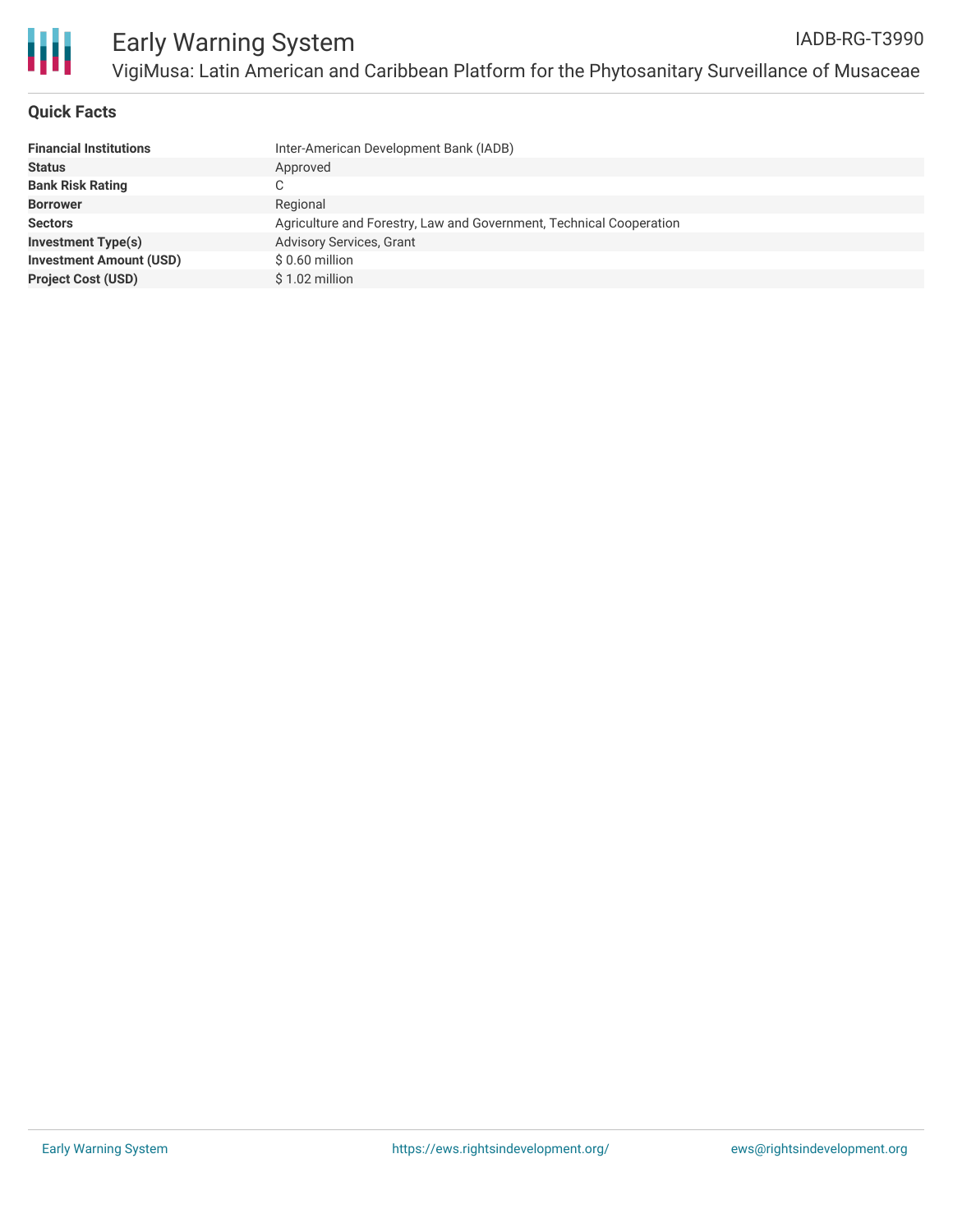## Quick Facts

| | |
|---|---|
| **Financial Institutions** | Inter-American Development Bank (IADB) |
| **Status** | Approved |
| **Bank Risk Rating** | C |
| **Borrower** | Regional |
| **Sectors** | Agriculture and Forestry, Law and Government, Technical Cooperation |
| **Investment Type(s)** | Advisory Services, Grant |
| **Investment Amount (USD)** | $ 0.60 million |
| **Project Cost (USD)** | $ 1.02 million |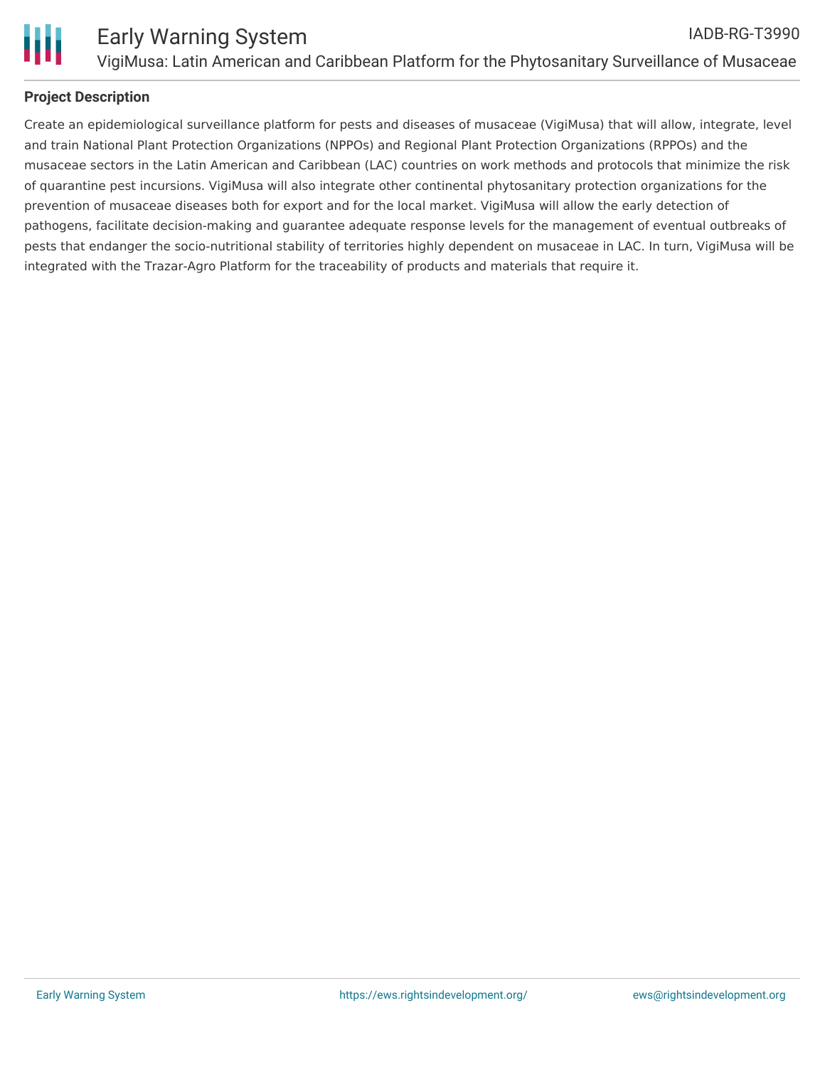## Project Description

Create an epidemiological surveillance platform for pests and diseases of musaceae (VigiMusa) that will allow, integrate, level and train National Plant Protection Organizations (NPPOs) and Regional Plant Protection Organizations (RPPOs) and the musaceae sectors in the Latin American and Caribbean (LAC) countries on work methods and protocols that minimize the risk of quarantine pest incursions. VigiMusa will also integrate other continental phytosanitary protection organizations for the prevention of musaceae diseases both for export and for the local market. VigiMusa will allow the early detection of pathogens, facilitate decision-making and guarantee adequate response levels for the management of eventual outbreaks of pests that endanger the socio-nutritional stability of territories highly dependent on musaceae in LAC. In turn, VigiMusa will be integrated with the Trazar-Agro Platform for the traceability of products and materials that require it.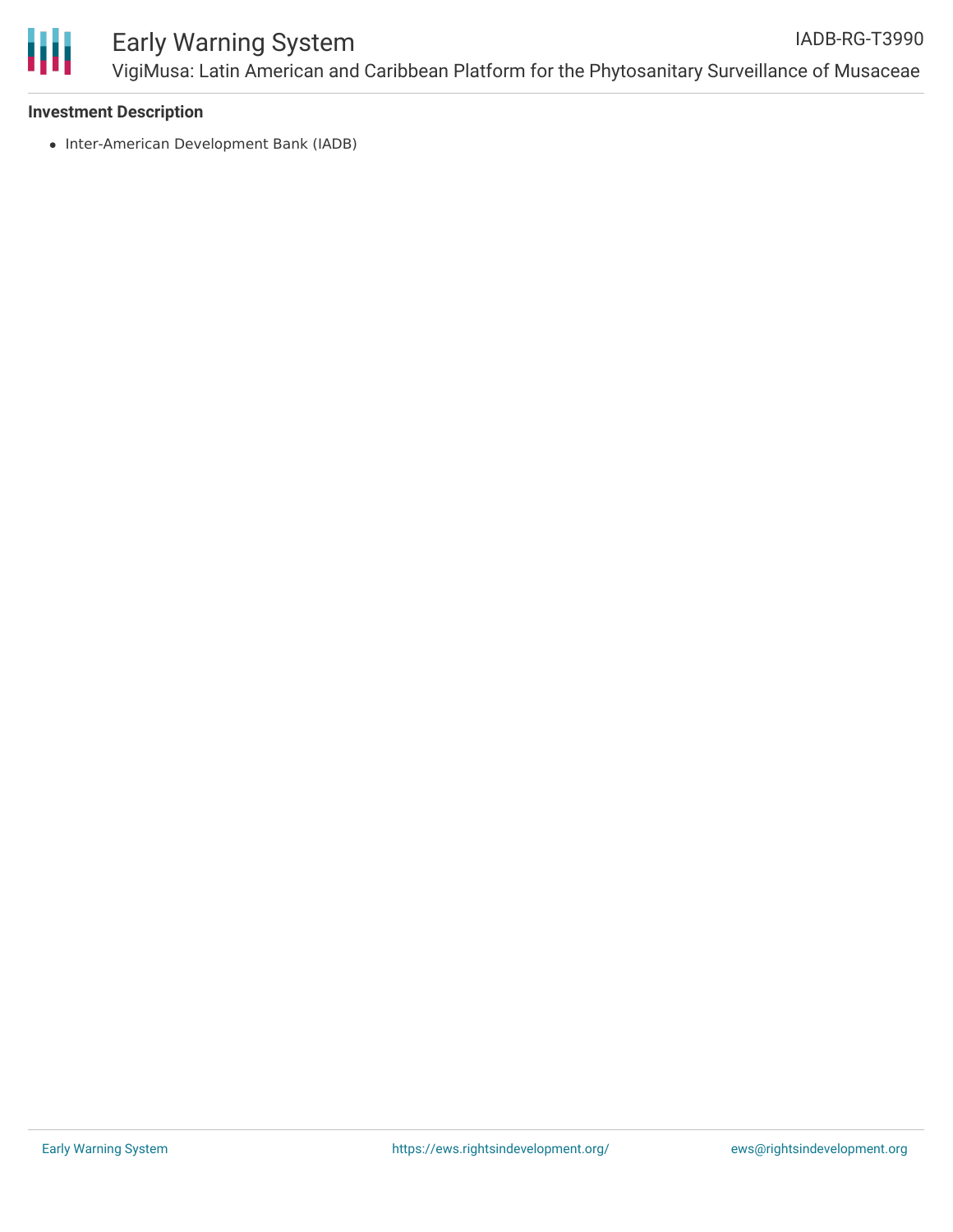**Investment Description**

- Inter-American Development Bank (IADB)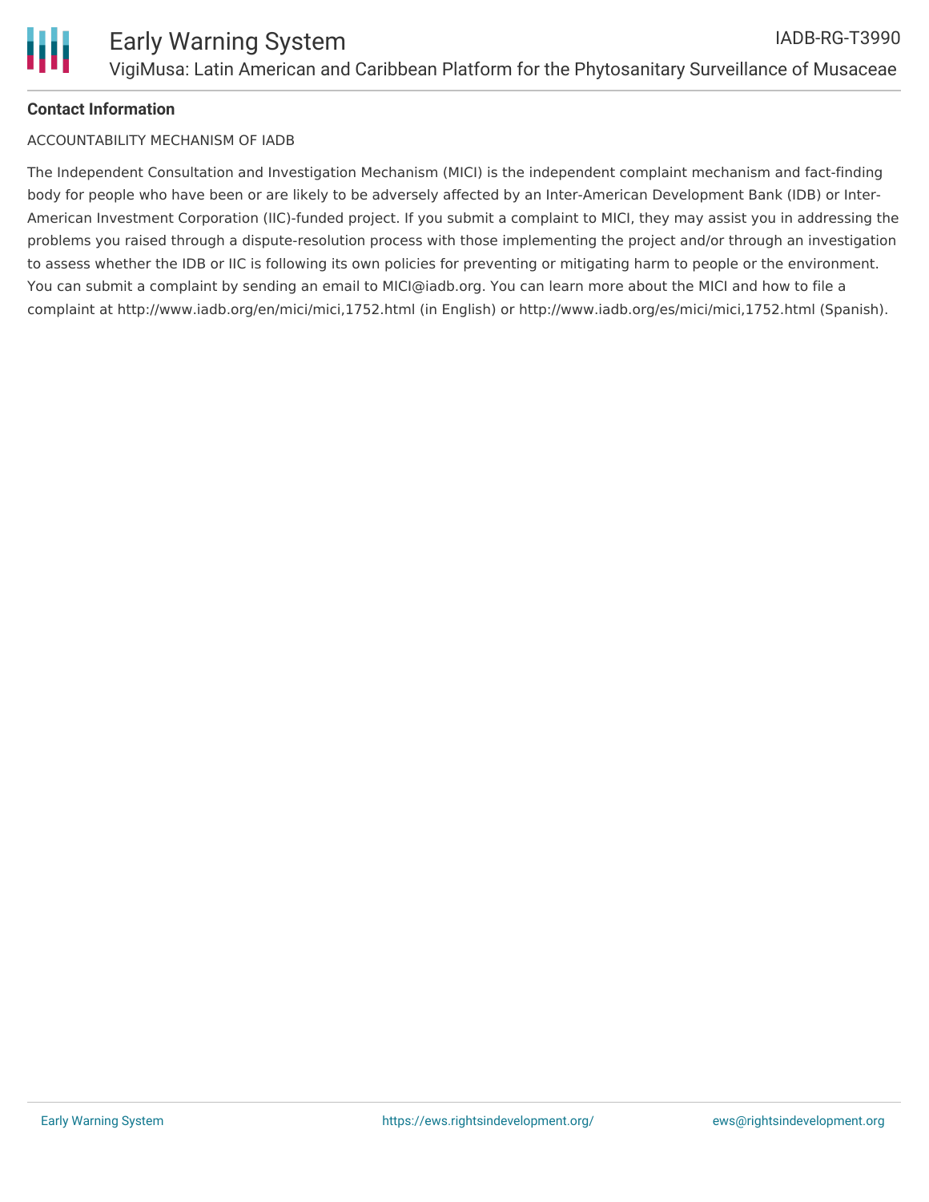**Contact Information**

ACCOUNTABILITY MECHANISM OF IADB

The Independent Consultation and Investigation Mechanism (MICI) is the independent complaint mechanism and fact-finding body for people who have been or are likely to be adversely affected by an Inter-American Development Bank (IDB) or Inter-American Investment Corporation (IIC)-funded project. If you submit a complaint to MICI, they may assist you in addressing the problems you raised through a dispute-resolution process with those implementing the project and/or through an investigation to assess whether the IDB or IIC is following its own policies for preventing or mitigating harm to people or the environment. You can submit a complaint by sending an email to MICI@iadb.org. You can learn more about the MICI and how to file a complaint at http://www.iadb.org/en/mici/mici,1752.html (in English) or http://www.iadb.org/es/mici/mici,1752.html (Spanish).